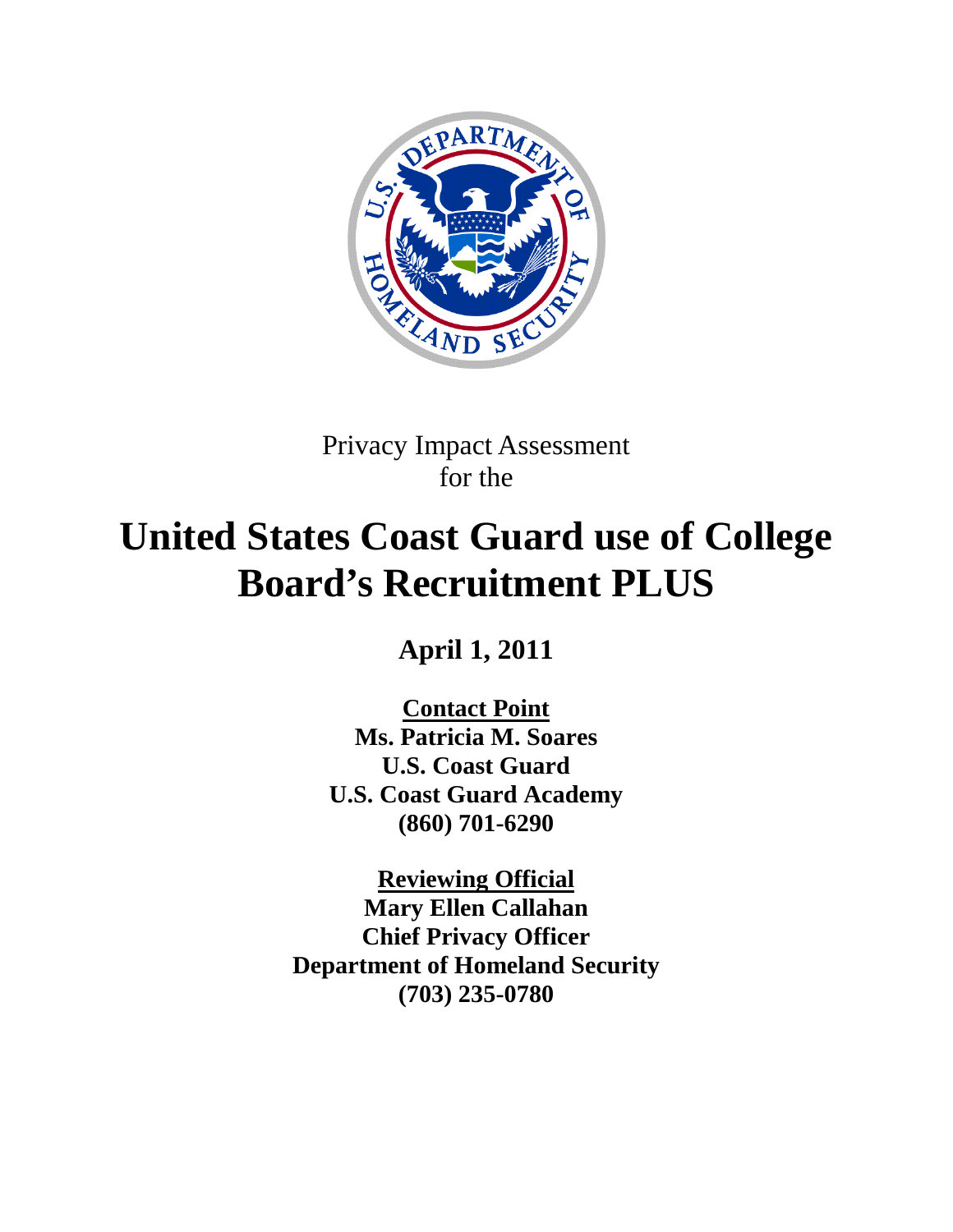Privacy Impact Assessment
for the

# United States Coast Guard use of College Board's Recruitment PLUS

**April 1, 2011**

**Contact Point**
**Ms. Patricia M. Soares**
**U.S. Coast Guard**
**U.S. Coast Guard Academy**
**(860) 701-6290**

**Reviewing Official**
**Mary Ellen Callahan**
**Chief Privacy Officer**
**Department of Homeland Security**
**(703) 235-0780**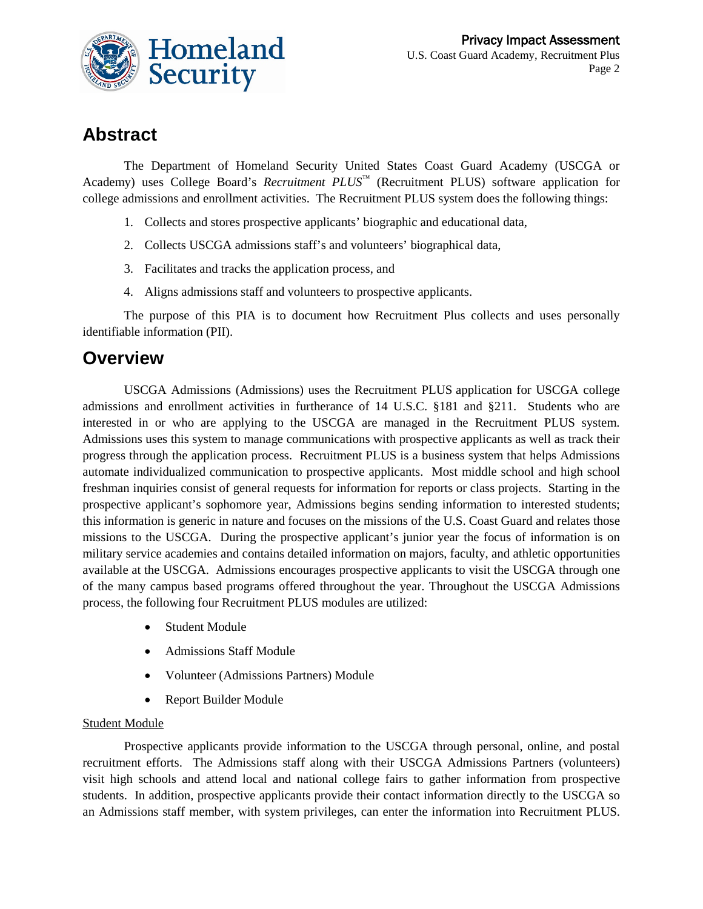## Abstract

The Department of Homeland Security United States Coast Guard Academy (USCGA or Academy) uses College Board's *Recruitment PLUS*™ (Recruitment PLUS) software application for college admissions and enrollment activities. The Recruitment PLUS system does the following things:

1. Collects and stores prospective applicants' biographic and educational data,
2. Collects USCGA admissions staff's and volunteers' biographical data,
3. Facilitates and tracks the application process, and
4. Aligns admissions staff and volunteers to prospective applicants.

The purpose of this PIA is to document how Recruitment Plus collects and uses personally identifiable information (PII).

## Overview

USCGA Admissions (Admissions) uses the Recruitment PLUS application for USCGA college admissions and enrollment activities in furtherance of 14 U.S.C. §181 and §211. Students who are interested in or who are applying to the USCGA are managed in the Recruitment PLUS system. Admissions uses this system to manage communications with prospective applicants as well as track their progress through the application process. Recruitment PLUS is a business system that helps Admissions automate individualized communication to prospective applicants. Most middle school and high school freshman inquiries consist of general requests for information for reports or class projects. Starting in the prospective applicant's sophomore year, Admissions begins sending information to interested students; this information is generic in nature and focuses on the missions of the U.S. Coast Guard and relates those missions to the USCGA. During the prospective applicant's junior year the focus of information is on military service academies and contains detailed information on majors, faculty, and athletic opportunities available at the USCGA. Admissions encourages prospective applicants to visit the USCGA through one of the many campus based programs offered throughout the year. Throughout the USCGA Admissions process, the following four Recruitment PLUS modules are utilized:

- Student Module
- Admissions Staff Module
- Volunteer (Admissions Partners) Module
- Report Builder Module

Student Module

Prospective applicants provide information to the USCGA through personal, online, and postal recruitment efforts. The Admissions staff along with their USCGA Admissions Partners (volunteers) visit high schools and attend local and national college fairs to gather information from prospective students. In addition, prospective applicants provide their contact information directly to the USCGA so an Admissions staff member, with system privileges, can enter the information into Recruitment PLUS.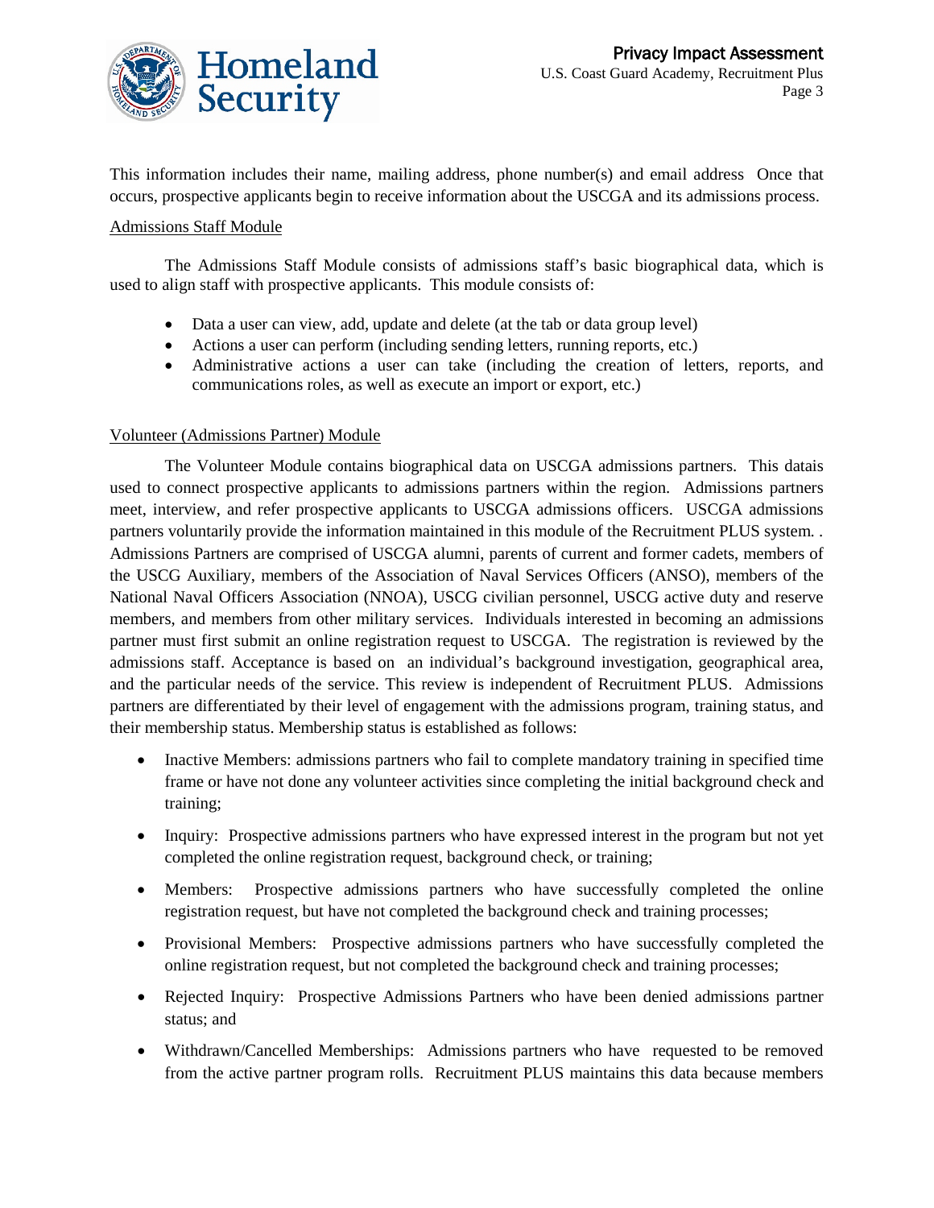This information includes their name, mailing address, phone number(s) and email address Once that occurs, prospective applicants begin to receive information about the USCGA and its admissions process.

Admissions Staff Module

The Admissions Staff Module consists of admissions staff's basic biographical data, which is used to align staff with prospective applicants. This module consists of:

- Data a user can view, add, update and delete (at the tab or data group level)
- Actions a user can perform (including sending letters, running reports, etc.)
- Administrative actions a user can take (including the creation of letters, reports, and communications roles, as well as execute an import or export, etc.)

Volunteer (Admissions Partner) Module

The Volunteer Module contains biographical data on USCGA admissions partners. This datais used to connect prospective applicants to admissions partners within the region. Admissions partners meet, interview, and refer prospective applicants to USCGA admissions officers. USCGA admissions partners voluntarily provide the information maintained in this module of the Recruitment PLUS system. . Admissions Partners are comprised of USCGA alumni, parents of current and former cadets, members of the USCG Auxiliary, members of the Association of Naval Services Officers (ANSO), members of the National Naval Officers Association (NNOA), USCG civilian personnel, USCG active duty and reserve members, and members from other military services. Individuals interested in becoming an admissions partner must first submit an online registration request to USCGA. The registration is reviewed by the admissions staff. Acceptance is based on an individual's background investigation, geographical area, and the particular needs of the service. This review is independent of Recruitment PLUS. Admissions partners are differentiated by their level of engagement with the admissions program, training status, and their membership status. Membership status is established as follows:

- Inactive Members: admissions partners who fail to complete mandatory training in specified time frame or have not done any volunteer activities since completing the initial background check and training;
- Inquiry: Prospective admissions partners who have expressed interest in the program but not yet completed the online registration request, background check, or training;
- Members: Prospective admissions partners who have successfully completed the online registration request, but have not completed the background check and training processes;
- Provisional Members: Prospective admissions partners who have successfully completed the online registration request, but not completed the background check and training processes;
- Rejected Inquiry: Prospective Admissions Partners who have been denied admissions partner status; and
- Withdrawn/Cancelled Memberships: Admissions partners who have requested to be removed from the active partner program rolls. Recruitment PLUS maintains this data because members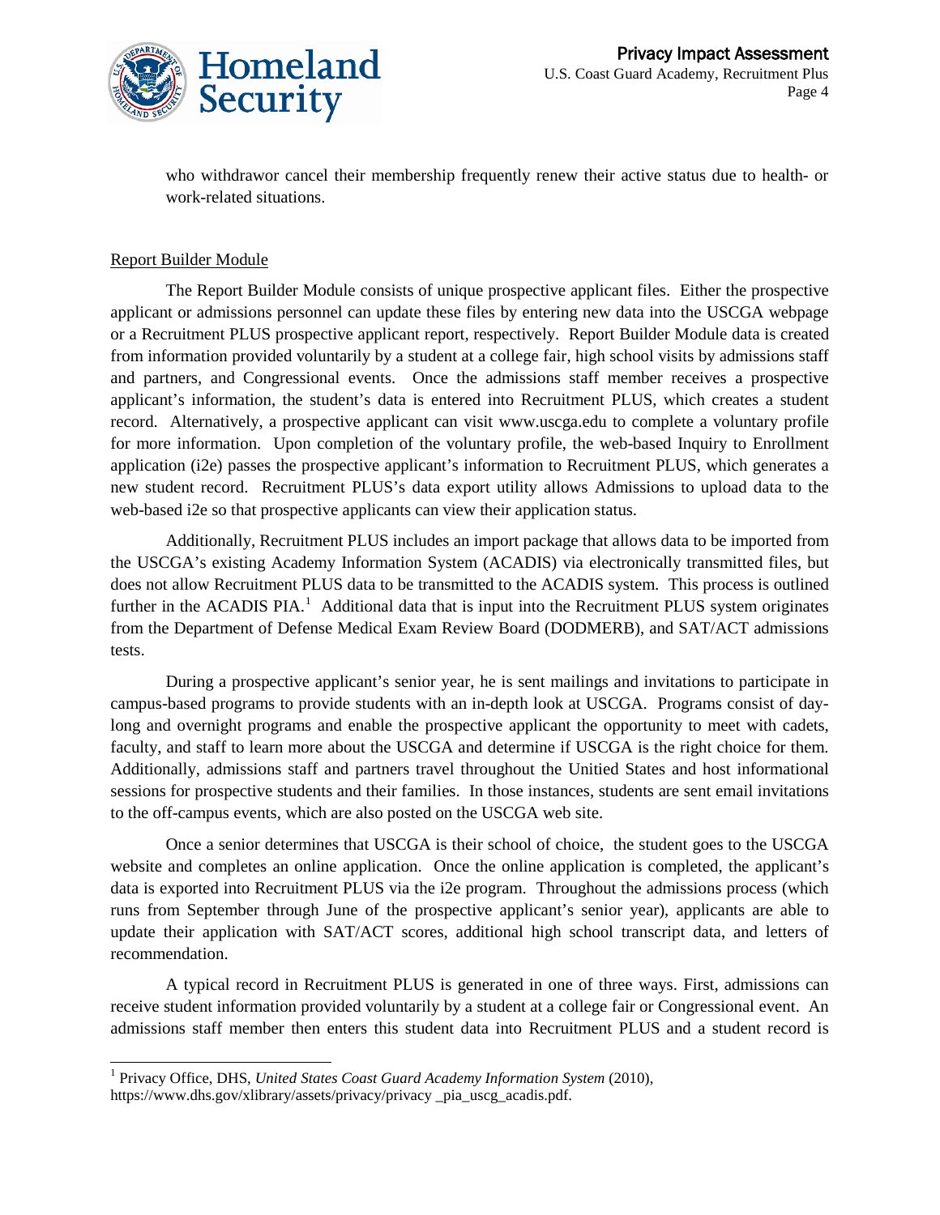who withdrawor cancel their membership frequently renew their active status due to health- or work-related situations.

Report Builder Module

The Report Builder Module consists of unique prospective applicant files. Either the prospective applicant or admissions personnel can update these files by entering new data into the USCGA webpage or a Recruitment PLUS prospective applicant report, respectively. Report Builder Module data is created from information provided voluntarily by a student at a college fair, high school visits by admissions staff and partners, and Congressional events. Once the admissions staff member receives a prospective applicant's information, the student's data is entered into Recruitment PLUS, which creates a student record. Alternatively, a prospective applicant can visit www.uscga.edu to complete a voluntary profile for more information. Upon completion of the voluntary profile, the web-based Inquiry to Enrollment application (i2e) passes the prospective applicant's information to Recruitment PLUS, which generates a new student record. Recruitment PLUS's data export utility allows Admissions to upload data to the web-based i2e so that prospective applicants can view their application status.

Additionally, Recruitment PLUS includes an import package that allows data to be imported from the USCGA's existing Academy Information System (ACADIS) via electronically transmitted files, but does not allow Recruitment PLUS data to be transmitted to the ACADIS system. This process is outlined further in the ACADIS PIA.[1] Additional data that is input into the Recruitment PLUS system originates from the Department of Defense Medical Exam Review Board (DODMERB), and SAT/ACT admissions tests.

During a prospective applicant's senior year, he is sent mailings and invitations to participate in campus-based programs to provide students with an in-depth look at USCGA. Programs consist of day-long and overnight programs and enable the prospective applicant the opportunity to meet with cadets, faculty, and staff to learn more about the USCGA and determine if USCGA is the right choice for them. Additionally, admissions staff and partners travel throughout the Unitied States and host informational sessions for prospective students and their families. In those instances, students are sent email invitations to the off-campus events, which are also posted on the USCGA web site.

Once a senior determines that USCGA is their school of choice, the student goes to the USCGA website and completes an online application. Once the online application is completed, the applicant's data is exported into Recruitment PLUS via the i2e program. Throughout the admissions process (which runs from September through June of the prospective applicant's senior year), applicants are able to update their application with SAT/ACT scores, additional high school transcript data, and letters of recommendation.

A typical record in Recruitment PLUS is generated in one of three ways. First, admissions can receive student information provided voluntarily by a student at a college fair or Congressional event. An admissions staff member then enters this student data into Recruitment PLUS and a student record is

---

[1] Privacy Office, DHS, *United States Coast Guard Academy Information System* (2010), https://www.dhs.gov/xlibrary/assets/privacy/privacy _pia_uscg_acadis.pdf.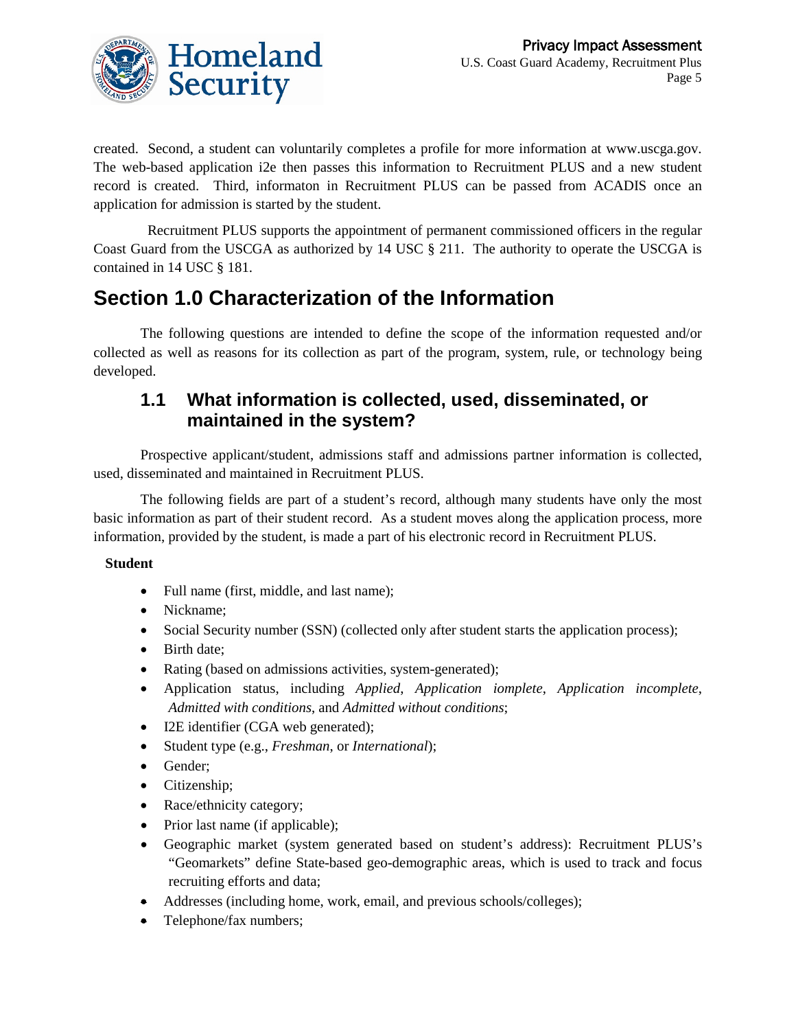created. Second, a student can voluntarily completes a profile for more information at www.uscga.gov. The web-based application i2e then passes this information to Recruitment PLUS and a new student record is created. Third, informaton in Recruitment PLUS can be passed from ACADIS once an application for admission is started by the student.

Recruitment PLUS supports the appointment of permanent commissioned officers in the regular Coast Guard from the USCGA as authorized by 14 USC § 211. The authority to operate the USCGA is contained in 14 USC § 181.

# Section 1.0 Characterization of the Information

The following questions are intended to define the scope of the information requested and/or collected as well as reasons for its collection as part of the program, system, rule, or technology being developed.

## 1.1 What information is collected, used, disseminated, or maintained in the system?

Prospective applicant/student, admissions staff and admissions partner information is collected, used, disseminated and maintained in Recruitment PLUS.

The following fields are part of a student's record, although many students have only the most basic information as part of their student record. As a student moves along the application process, more information, provided by the student, is made a part of his electronic record in Recruitment PLUS.

**Student**

- Full name (first, middle, and last name);
- Nickname;
- Social Security number (SSN) (collected only after student starts the application process);
- Birth date;
- Rating (based on admissions activities, system-generated);
- Application status, including *Applied*, *Application iomplete*, *Application incomplete*, *Admitted with conditions*, and *Admitted without conditions*;
- I2E identifier (CGA web generated);
- Student type (e.g., *Freshman*, or *International*);
- Gender;
- Citizenship;
- Race/ethnicity category;
- Prior last name (if applicable);
- Geographic market (system generated based on student's address): Recruitment PLUS's "Geomarkets" define State-based geo-demographic areas, which is used to track and focus recruiting efforts and data;
- Addresses (including home, work, email, and previous schools/colleges);
- Telephone/fax numbers;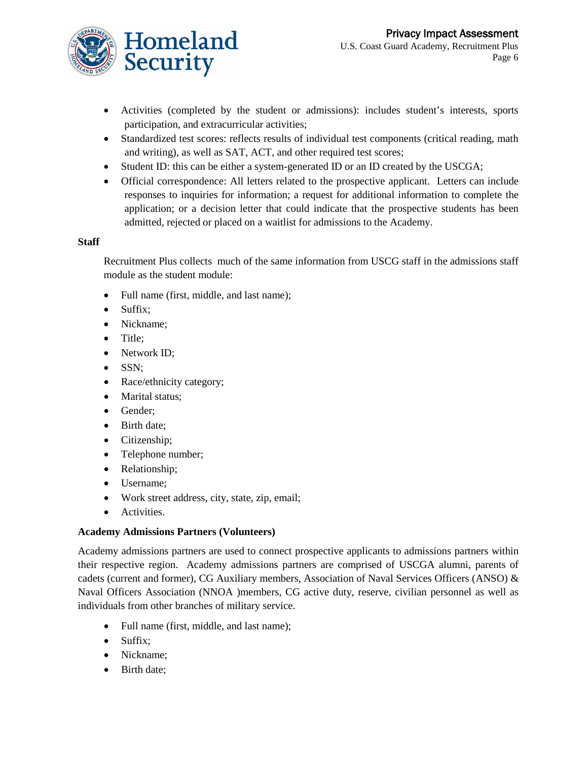- Activities (completed by the student or admissions): includes student's interests, sports participation, and extracurricular activities;
- Standardized test scores: reflects results of individual test components (critical reading, math and writing), as well as SAT, ACT, and other required test scores;
- Student ID: this can be either a system-generated ID or an ID created by the USCGA;
- Official correspondence: All letters related to the prospective applicant. Letters can include responses to inquiries for information; a request for additional information to complete the application; or a decision letter that could indicate that the prospective students has been admitted, rejected or placed on a waitlist for admissions to the Academy.

**Staff**

Recruitment Plus collects much of the same information from USCG staff in the admissions staff module as the student module:

- Full name (first, middle, and last name);
- Suffix;
- Nickname;
- Title;
- Network ID;
- SSN;
- Race/ethnicity category;
- Marital status;
- Gender;
- Birth date;
- Citizenship;
- Telephone number;
- Relationship;
- Username;
- Work street address, city, state, zip, email;
- Activities.

**Academy Admissions Partners (Volunteers)**

Academy admissions partners are used to connect prospective applicants to admissions partners within their respective region. Academy admissions partners are comprised of USCGA alumni, parents of cadets (current and former), CG Auxiliary members, Association of Naval Services Officers (ANSO) & Naval Officers Association (NNOA )members, CG active duty, reserve, civilian personnel as well as individuals from other branches of military service.

- Full name (first, middle, and last name);
- Suffix;
- Nickname;
- Birth date;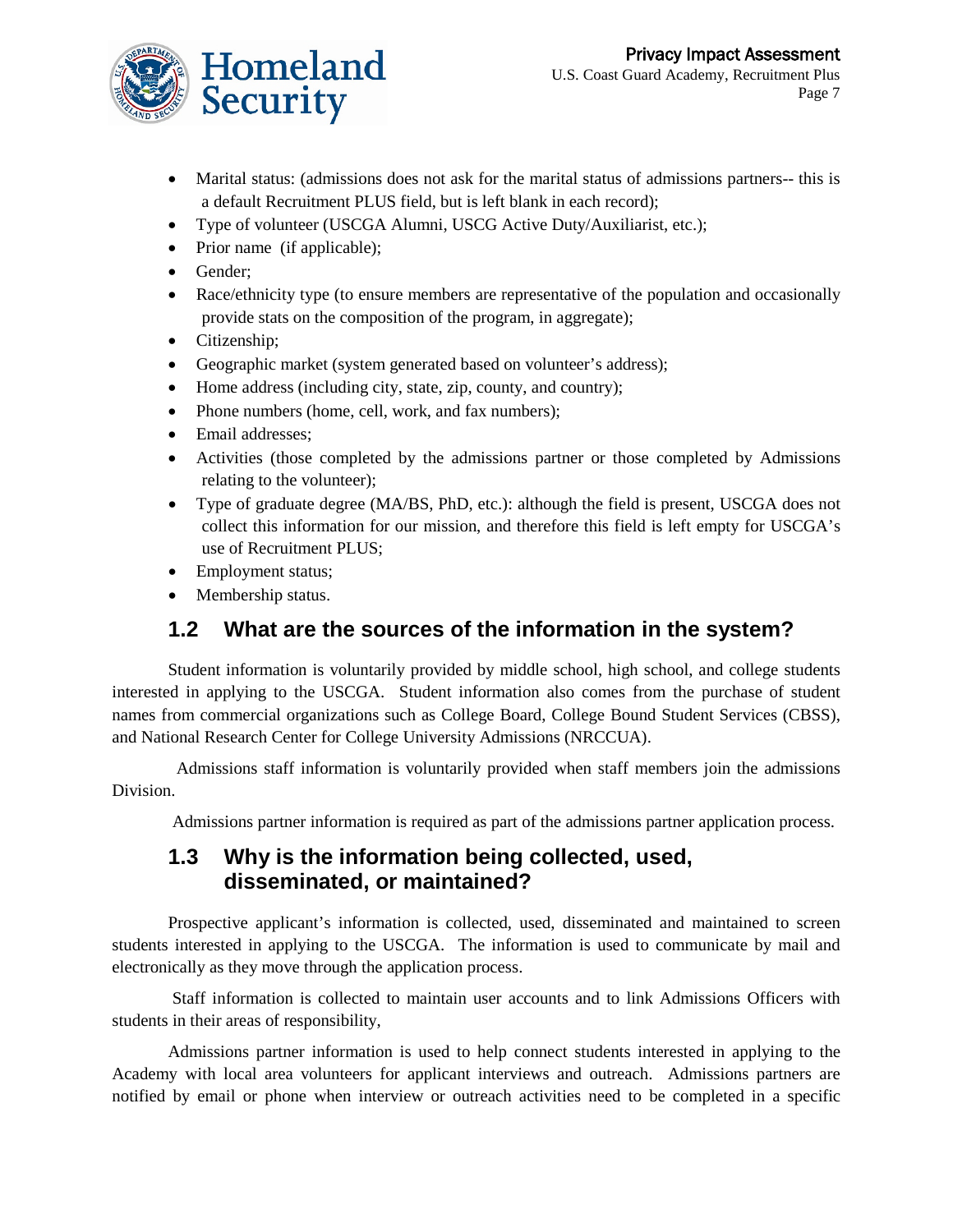- Marital status: (admissions does not ask for the marital status of admissions partners-- this is a default Recruitment PLUS field, but is left blank in each record);
- Type of volunteer (USCGA Alumni, USCG Active Duty/Auxiliarist, etc.);
- Prior name (if applicable);
- Gender;
- Race/ethnicity type (to ensure members are representative of the population and occasionally provide stats on the composition of the program, in aggregate);
- Citizenship;
- Geographic market (system generated based on volunteer's address);
- Home address (including city, state, zip, county, and country);
- Phone numbers (home, cell, work, and fax numbers);
- Email addresses;
- Activities (those completed by the admissions partner or those completed by Admissions relating to the volunteer);
- Type of graduate degree (MA/BS, PhD, etc.): although the field is present, USCGA does not collect this information for our mission, and therefore this field is left empty for USCGA's use of Recruitment PLUS;
- Employment status;
- Membership status.

## 1.2 What are the sources of the information in the system?

Student information is voluntarily provided by middle school, high school, and college students interested in applying to the USCGA. Student information also comes from the purchase of student names from commercial organizations such as College Board, College Bound Student Services (CBSS), and National Research Center for College University Admissions (NRCCUA).

Admissions staff information is voluntarily provided when staff members join the admissions Division.

Admissions partner information is required as part of the admissions partner application process.

## 1.3 Why is the information being collected, used, disseminated, or maintained?

Prospective applicant's information is collected, used, disseminated and maintained to screen students interested in applying to the USCGA. The information is used to communicate by mail and electronically as they move through the application process.

Staff information is collected to maintain user accounts and to link Admissions Officers with students in their areas of responsibility,

Admissions partner information is used to help connect students interested in applying to the Academy with local area volunteers for applicant interviews and outreach. Admissions partners are notified by email or phone when interview or outreach activities need to be completed in a specific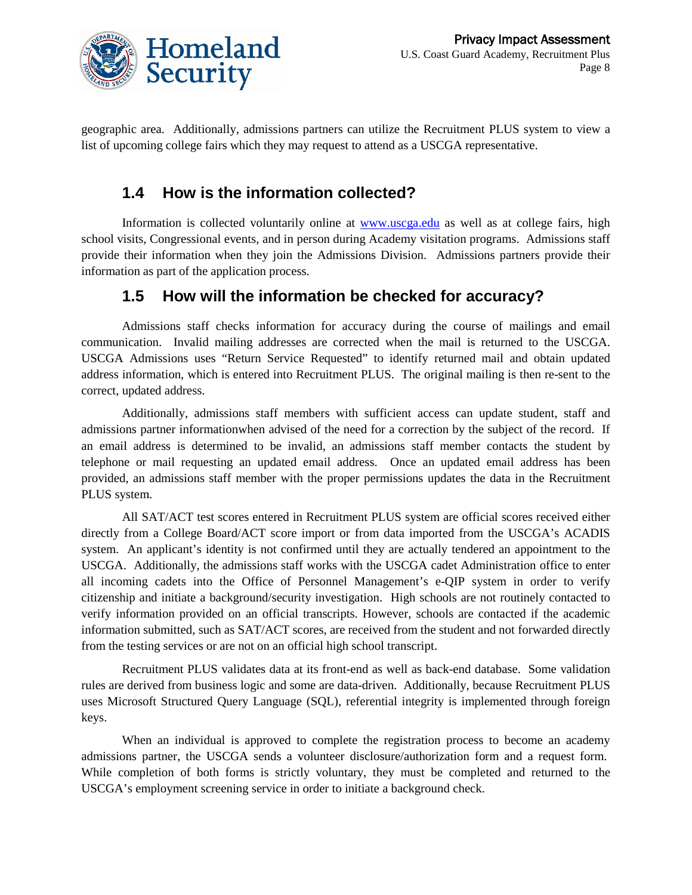geographic area. Additionally, admissions partners can utilize the Recruitment PLUS system to view a list of upcoming college fairs which they may request to attend as a USCGA representative.

## 1.4 How is the information collected?

Information is collected voluntarily online at [www.uscga.edu](http://www.uscga.edu) as well as at college fairs, high school visits, Congressional events, and in person during Academy visitation programs. Admissions staff provide their information when they join the Admissions Division. Admissions partners provide their information as part of the application process.

## 1.5 How will the information be checked for accuracy?

Admissions staff checks information for accuracy during the course of mailings and email communication. Invalid mailing addresses are corrected when the mail is returned to the USCGA. USCGA Admissions uses "Return Service Requested" to identify returned mail and obtain updated address information, which is entered into Recruitment PLUS. The original mailing is then re-sent to the correct, updated address.

Additionally, admissions staff members with sufficient access can update student, staff and admissions partner informationwhen advised of the need for a correction by the subject of the record. If an email address is determined to be invalid, an admissions staff member contacts the student by telephone or mail requesting an updated email address. Once an updated email address has been provided, an admissions staff member with the proper permissions updates the data in the Recruitment PLUS system.

All SAT/ACT test scores entered in Recruitment PLUS system are official scores received either directly from a College Board/ACT score import or from data imported from the USCGA's ACADIS system. An applicant's identity is not confirmed until they are actually tendered an appointment to the USCGA. Additionally, the admissions staff works with the USCGA cadet Administration office to enter all incoming cadets into the Office of Personnel Management's e-QIP system in order to verify citizenship and initiate a background/security investigation. High schools are not routinely contacted to verify information provided on an official transcripts. However, schools are contacted if the academic information submitted, such as SAT/ACT scores, are received from the student and not forwarded directly from the testing services or are not on an official high school transcript.

Recruitment PLUS validates data at its front-end as well as back-end database. Some validation rules are derived from business logic and some are data-driven. Additionally, because Recruitment PLUS uses Microsoft Structured Query Language (SQL), referential integrity is implemented through foreign keys.

When an individual is approved to complete the registration process to become an academy admissions partner, the USCGA sends a volunteer disclosure/authorization form and a request form. While completion of both forms is strictly voluntary, they must be completed and returned to the USCGA's employment screening service in order to initiate a background check.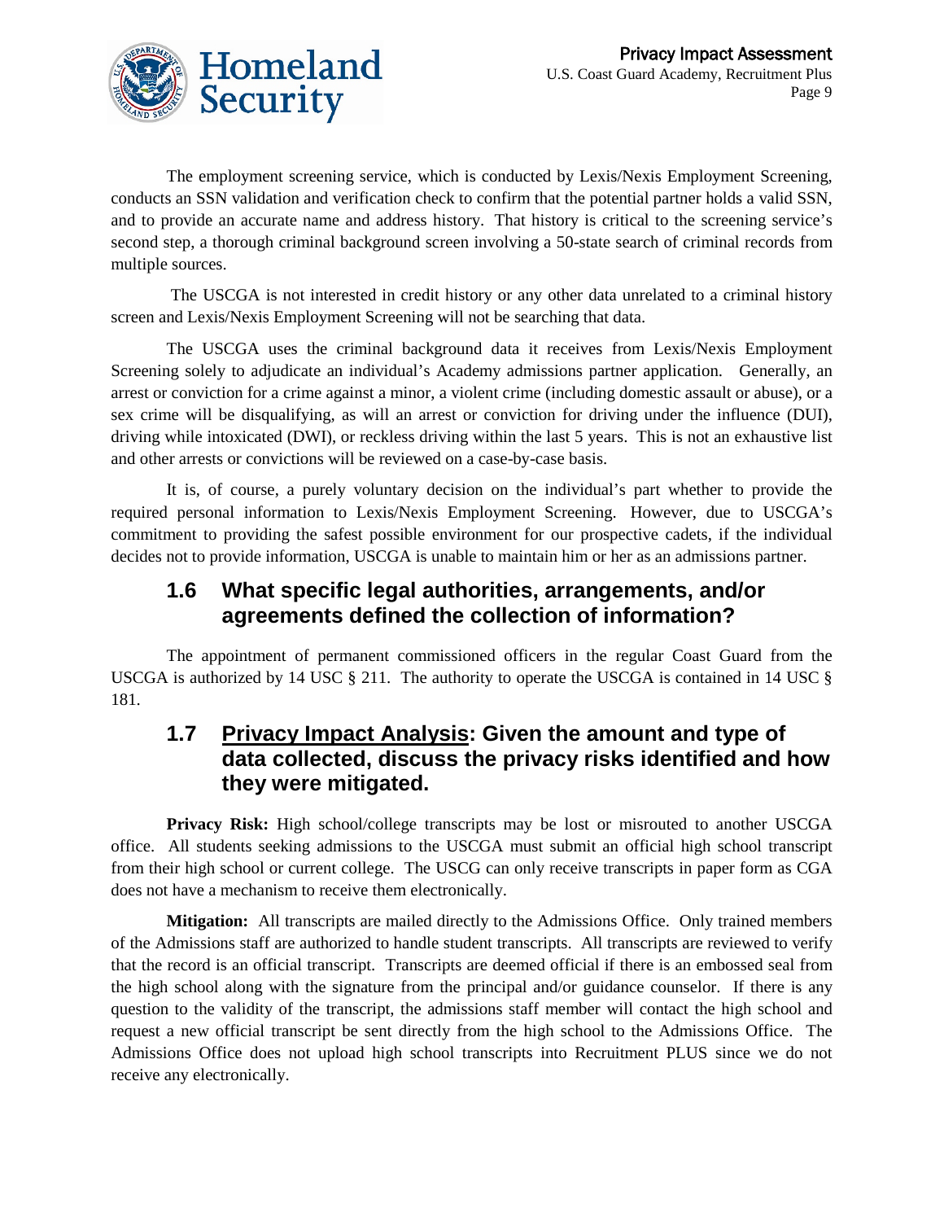The employment screening service, which is conducted by Lexis/Nexis Employment Screening, conducts an SSN validation and verification check to confirm that the potential partner holds a valid SSN, and to provide an accurate name and address history. That history is critical to the screening service's second step, a thorough criminal background screen involving a 50-state search of criminal records from multiple sources.

The USCGA is not interested in credit history or any other data unrelated to a criminal history screen and Lexis/Nexis Employment Screening will not be searching that data.

The USCGA uses the criminal background data it receives from Lexis/Nexis Employment Screening solely to adjudicate an individual's Academy admissions partner application. Generally, an arrest or conviction for a crime against a minor, a violent crime (including domestic assault or abuse), or a sex crime will be disqualifying, as will an arrest or conviction for driving under the influence (DUI), driving while intoxicated (DWI), or reckless driving within the last 5 years. This is not an exhaustive list and other arrests or convictions will be reviewed on a case-by-case basis.

It is, of course, a purely voluntary decision on the individual's part whether to provide the required personal information to Lexis/Nexis Employment Screening. However, due to USCGA's commitment to providing the safest possible environment for our prospective cadets, if the individual decides not to provide information, USCGA is unable to maintain him or her as an admissions partner.

## 1.6 What specific legal authorities, arrangements, and/or agreements defined the collection of information?

The appointment of permanent commissioned officers in the regular Coast Guard from the USCGA is authorized by 14 USC § 211. The authority to operate the USCGA is contained in 14 USC § 181.

## 1.7 <u>Privacy Impact Analysis</u>: Given the amount and type of data collected, discuss the privacy risks identified and how they were mitigated.

**Privacy Risk:** High school/college transcripts may be lost or misrouted to another USCGA office. All students seeking admissions to the USCGA must submit an official high school transcript from their high school or current college. The USCG can only receive transcripts in paper form as CGA does not have a mechanism to receive them electronically.

**Mitigation:** All transcripts are mailed directly to the Admissions Office. Only trained members of the Admissions staff are authorized to handle student transcripts. All transcripts are reviewed to verify that the record is an official transcript. Transcripts are deemed official if there is an embossed seal from the high school along with the signature from the principal and/or guidance counselor. If there is any question to the validity of the transcript, the admissions staff member will contact the high school and request a new official transcript be sent directly from the high school to the Admissions Office. The Admissions Office does not upload high school transcripts into Recruitment PLUS since we do not receive any electronically.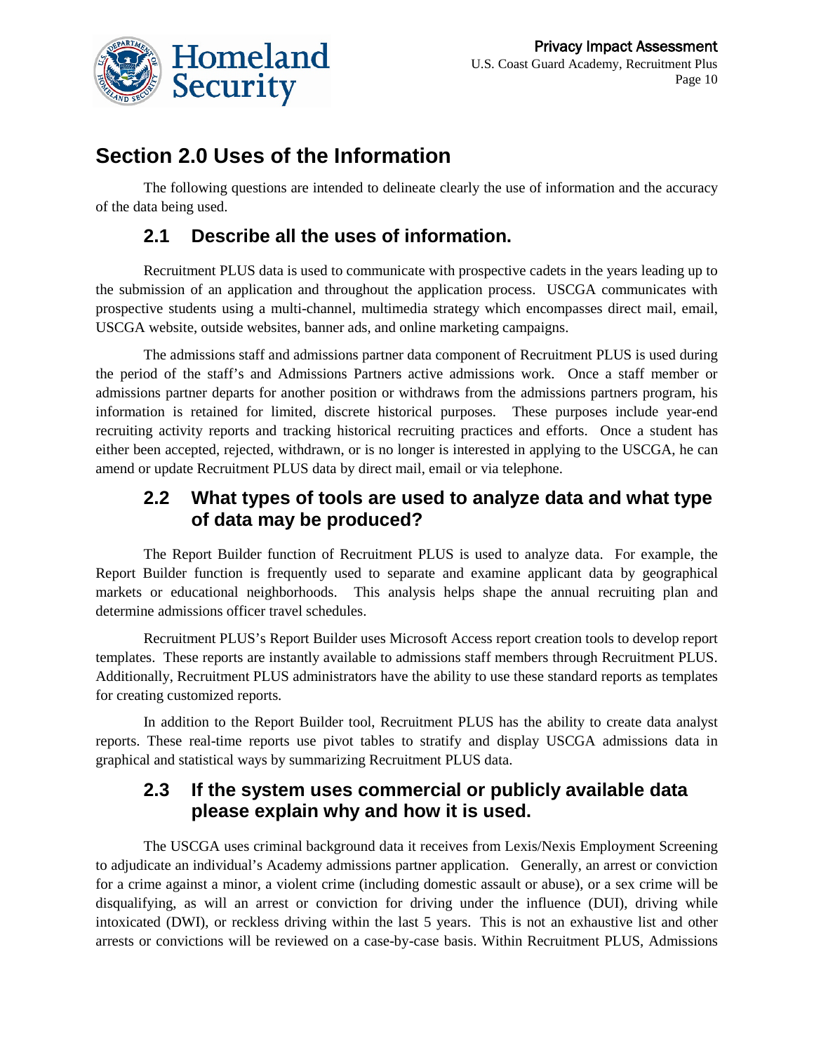# Section 2.0 Uses of the Information

The following questions are intended to delineate clearly the use of information and the accuracy of the data being used.

## 2.1 Describe all the uses of information.

Recruitment PLUS data is used to communicate with prospective cadets in the years leading up to the submission of an application and throughout the application process. USCGA communicates with prospective students using a multi-channel, multimedia strategy which encompasses direct mail, email, USCGA website, outside websites, banner ads, and online marketing campaigns.

The admissions staff and admissions partner data component of Recruitment PLUS is used during the period of the staff's and Admissions Partners active admissions work. Once a staff member or admissions partner departs for another position or withdraws from the admissions partners program, his information is retained for limited, discrete historical purposes. These purposes include year-end recruiting activity reports and tracking historical recruiting practices and efforts. Once a student has either been accepted, rejected, withdrawn, or is no longer is interested in applying to the USCGA, he can amend or update Recruitment PLUS data by direct mail, email or via telephone.

## 2.2 What types of tools are used to analyze data and what type of data may be produced?

The Report Builder function of Recruitment PLUS is used to analyze data. For example, the Report Builder function is frequently used to separate and examine applicant data by geographical markets or educational neighborhoods. This analysis helps shape the annual recruiting plan and determine admissions officer travel schedules.

Recruitment PLUS's Report Builder uses Microsoft Access report creation tools to develop report templates. These reports are instantly available to admissions staff members through Recruitment PLUS. Additionally, Recruitment PLUS administrators have the ability to use these standard reports as templates for creating customized reports.

In addition to the Report Builder tool, Recruitment PLUS has the ability to create data analyst reports. These real-time reports use pivot tables to stratify and display USCGA admissions data in graphical and statistical ways by summarizing Recruitment PLUS data.

## 2.3 If the system uses commercial or publicly available data please explain why and how it is used.

The USCGA uses criminal background data it receives from Lexis/Nexis Employment Screening to adjudicate an individual's Academy admissions partner application. Generally, an arrest or conviction for a crime against a minor, a violent crime (including domestic assault or abuse), or a sex crime will be disqualifying, as will an arrest or conviction for driving under the influence (DUI), driving while intoxicated (DWI), or reckless driving within the last 5 years. This is not an exhaustive list and other arrests or convictions will be reviewed on a case-by-case basis. Within Recruitment PLUS, Admissions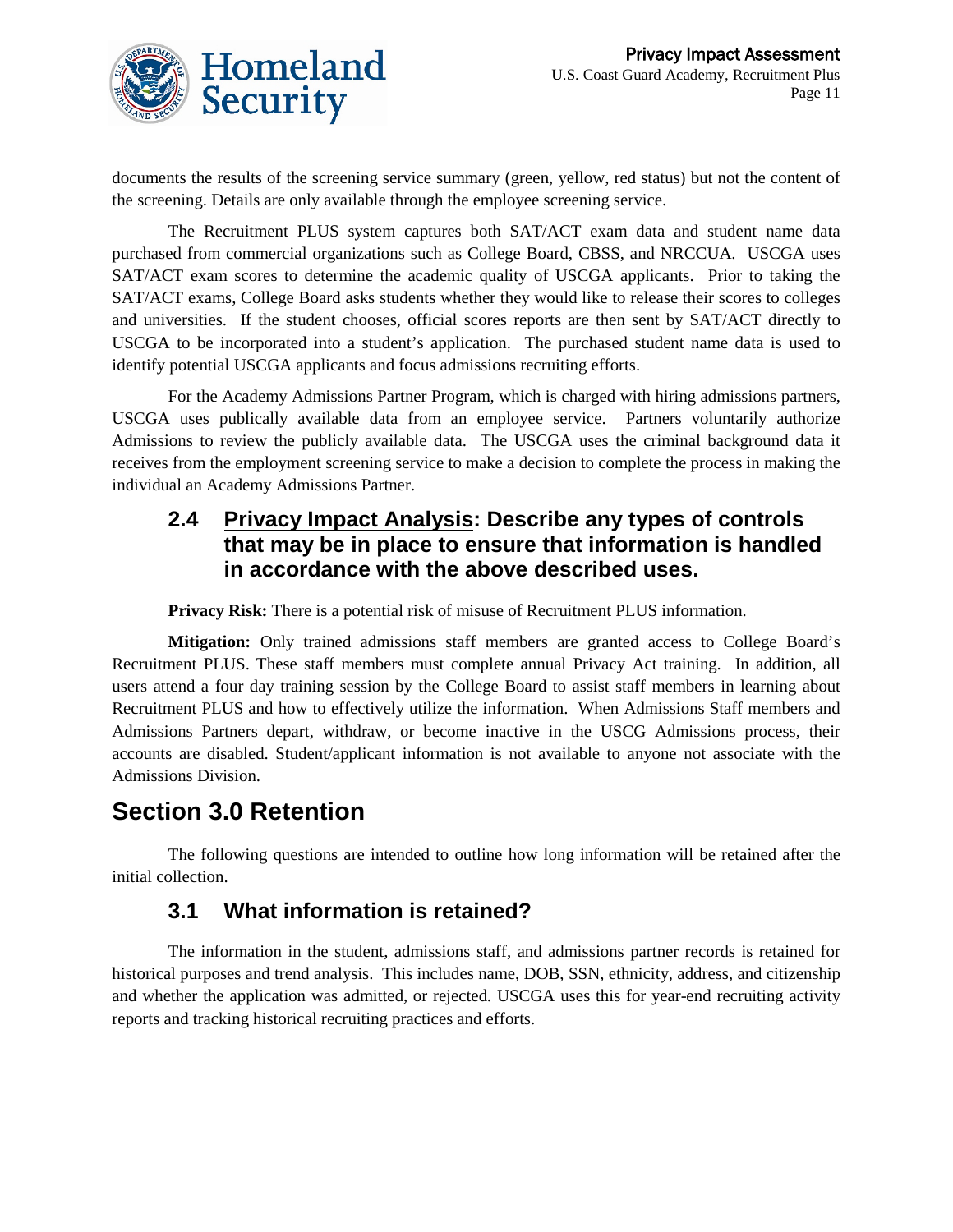documents the results of the screening service summary (green, yellow, red status) but not the content of the screening. Details are only available through the employee screening service.

The Recruitment PLUS system captures both SAT/ACT exam data and student name data purchased from commercial organizations such as College Board, CBSS, and NRCCUA. USCGA uses SAT/ACT exam scores to determine the academic quality of USCGA applicants. Prior to taking the SAT/ACT exams, College Board asks students whether they would like to release their scores to colleges and universities. If the student chooses, official scores reports are then sent by SAT/ACT directly to USCGA to be incorporated into a student's application. The purchased student name data is used to identify potential USCGA applicants and focus admissions recruiting efforts.

For the Academy Admissions Partner Program, which is charged with hiring admissions partners, USCGA uses publically available data from an employee service. Partners voluntarily authorize Admissions to review the publicly available data. The USCGA uses the criminal background data it receives from the employment screening service to make a decision to complete the process in making the individual an Academy Admissions Partner.

### 2.4 Privacy Impact Analysis: Describe any types of controls that may be in place to ensure that information is handled in accordance with the above described uses.

**Privacy Risk:** There is a potential risk of misuse of Recruitment PLUS information.

**Mitigation:** Only trained admissions staff members are granted access to College Board's Recruitment PLUS. These staff members must complete annual Privacy Act training. In addition, all users attend a four day training session by the College Board to assist staff members in learning about Recruitment PLUS and how to effectively utilize the information. When Admissions Staff members and Admissions Partners depart, withdraw, or become inactive in the USCG Admissions process, their accounts are disabled. Student/applicant information is not available to anyone not associate with the Admissions Division.

## Section 3.0 Retention

The following questions are intended to outline how long information will be retained after the initial collection.

### 3.1 What information is retained?

The information in the student, admissions staff, and admissions partner records is retained for historical purposes and trend analysis. This includes name, DOB, SSN, ethnicity, address, and citizenship and whether the application was admitted, or rejected. USCGA uses this for year-end recruiting activity reports and tracking historical recruiting practices and efforts.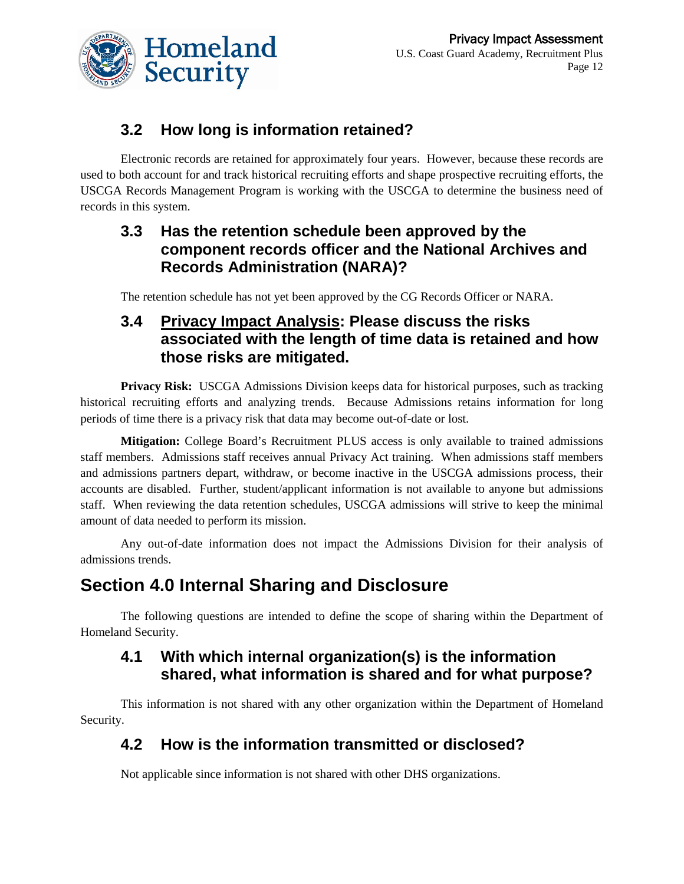### 3.2 How long is information retained?

Electronic records are retained for approximately four years. However, because these records are used to both account for and track historical recruiting efforts and shape prospective recruiting efforts, the USCGA Records Management Program is working with the USCGA to determine the business need of records in this system.

### 3.3 Has the retention schedule been approved by the component records officer and the National Archives and Records Administration (NARA)?

The retention schedule has not yet been approved by the CG Records Officer or NARA.

### 3.4 Privacy Impact Analysis: Please discuss the risks associated with the length of time data is retained and how those risks are mitigated.

**Privacy Risk:** USCGA Admissions Division keeps data for historical purposes, such as tracking historical recruiting efforts and analyzing trends. Because Admissions retains information for long periods of time there is a privacy risk that data may become out-of-date or lost.

**Mitigation:** College Board's Recruitment PLUS access is only available to trained admissions staff members. Admissions staff receives annual Privacy Act training. When admissions staff members and admissions partners depart, withdraw, or become inactive in the USCGA admissions process, their accounts are disabled. Further, student/applicant information is not available to anyone but admissions staff. When reviewing the data retention schedules, USCGA admissions will strive to keep the minimal amount of data needed to perform its mission.

Any out-of-date information does not impact the Admissions Division for their analysis of admissions trends.

## Section 4.0 Internal Sharing and Disclosure

The following questions are intended to define the scope of sharing within the Department of Homeland Security.

### 4.1 With which internal organization(s) is the information shared, what information is shared and for what purpose?

This information is not shared with any other organization within the Department of Homeland Security.

### 4.2 How is the information transmitted or disclosed?

Not applicable since information is not shared with other DHS organizations.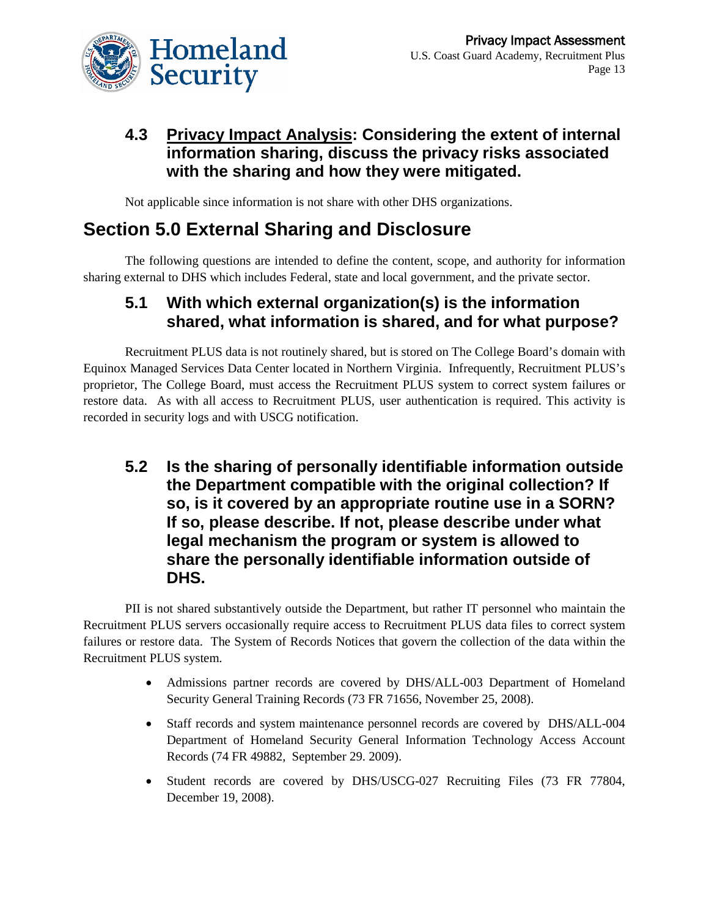### 4.3 Privacy Impact Analysis: Considering the extent of internal information sharing, discuss the privacy risks associated with the sharing and how they were mitigated.

Not applicable since information is not share with other DHS organizations.

## Section 5.0 External Sharing and Disclosure

The following questions are intended to define the content, scope, and authority for information sharing external to DHS which includes Federal, state and local government, and the private sector.

### 5.1 With which external organization(s) is the information shared, what information is shared, and for what purpose?

Recruitment PLUS data is not routinely shared, but is stored on The College Board's domain with Equinox Managed Services Data Center located in Northern Virginia. Infrequently, Recruitment PLUS's proprietor, The College Board, must access the Recruitment PLUS system to correct system failures or restore data. As with all access to Recruitment PLUS, user authentication is required. This activity is recorded in security logs and with USCG notification.

### 5.2 Is the sharing of personally identifiable information outside the Department compatible with the original collection? If so, is it covered by an appropriate routine use in a SORN? If so, please describe. If not, please describe under what legal mechanism the program or system is allowed to share the personally identifiable information outside of DHS.

PII is not shared substantively outside the Department, but rather IT personnel who maintain the Recruitment PLUS servers occasionally require access to Recruitment PLUS data files to correct system failures or restore data. The System of Records Notices that govern the collection of the data within the Recruitment PLUS system.

- Admissions partner records are covered by DHS/ALL-003 Department of Homeland Security General Training Records (73 FR 71656, November 25, 2008).
- Staff records and system maintenance personnel records are covered by DHS/ALL-004 Department of Homeland Security General Information Technology Access Account Records (74 FR 49882, September 29. 2009).
- Student records are covered by DHS/USCG-027 Recruiting Files (73 FR 77804, December 19, 2008).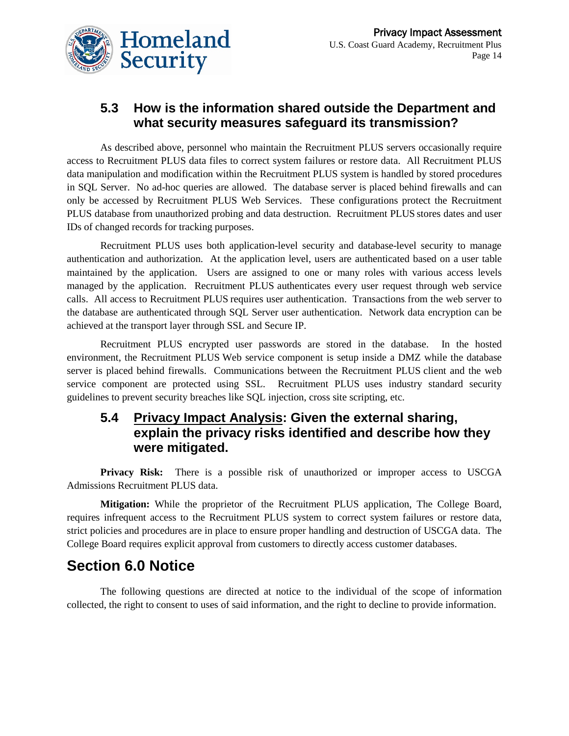### 5.3 How is the information shared outside the Department and what security measures safeguard its transmission?

As described above, personnel who maintain the Recruitment PLUS servers occasionally require access to Recruitment PLUS data files to correct system failures or restore data. All Recruitment PLUS data manipulation and modification within the Recruitment PLUS system is handled by stored procedures in SQL Server. No ad-hoc queries are allowed. The database server is placed behind firewalls and can only be accessed by Recruitment PLUS Web Services. These configurations protect the Recruitment PLUS database from unauthorized probing and data destruction. Recruitment PLUS stores dates and user IDs of changed records for tracking purposes.

Recruitment PLUS uses both application-level security and database-level security to manage authentication and authorization. At the application level, users are authenticated based on a user table maintained by the application. Users are assigned to one or many roles with various access levels managed by the application. Recruitment PLUS authenticates every user request through web service calls. All access to Recruitment PLUS requires user authentication. Transactions from the web server to the database are authenticated through SQL Server user authentication. Network data encryption can be achieved at the transport layer through SSL and Secure IP.

Recruitment PLUS encrypted user passwords are stored in the database. In the hosted environment, the Recruitment PLUS Web service component is setup inside a DMZ while the database server is placed behind firewalls. Communications between the Recruitment PLUS client and the web service component are protected using SSL. Recruitment PLUS uses industry standard security guidelines to prevent security breaches like SQL injection, cross site scripting, etc.

### 5.4 Privacy Impact Analysis: Given the external sharing, explain the privacy risks identified and describe how they were mitigated.

**Privacy Risk:** There is a possible risk of unauthorized or improper access to USCGA Admissions Recruitment PLUS data.

**Mitigation:** While the proprietor of the Recruitment PLUS application, The College Board, requires infrequent access to the Recruitment PLUS system to correct system failures or restore data, strict policies and procedures are in place to ensure proper handling and destruction of USCGA data. The College Board requires explicit approval from customers to directly access customer databases.

## Section 6.0 Notice

The following questions are directed at notice to the individual of the scope of information collected, the right to consent to uses of said information, and the right to decline to provide information.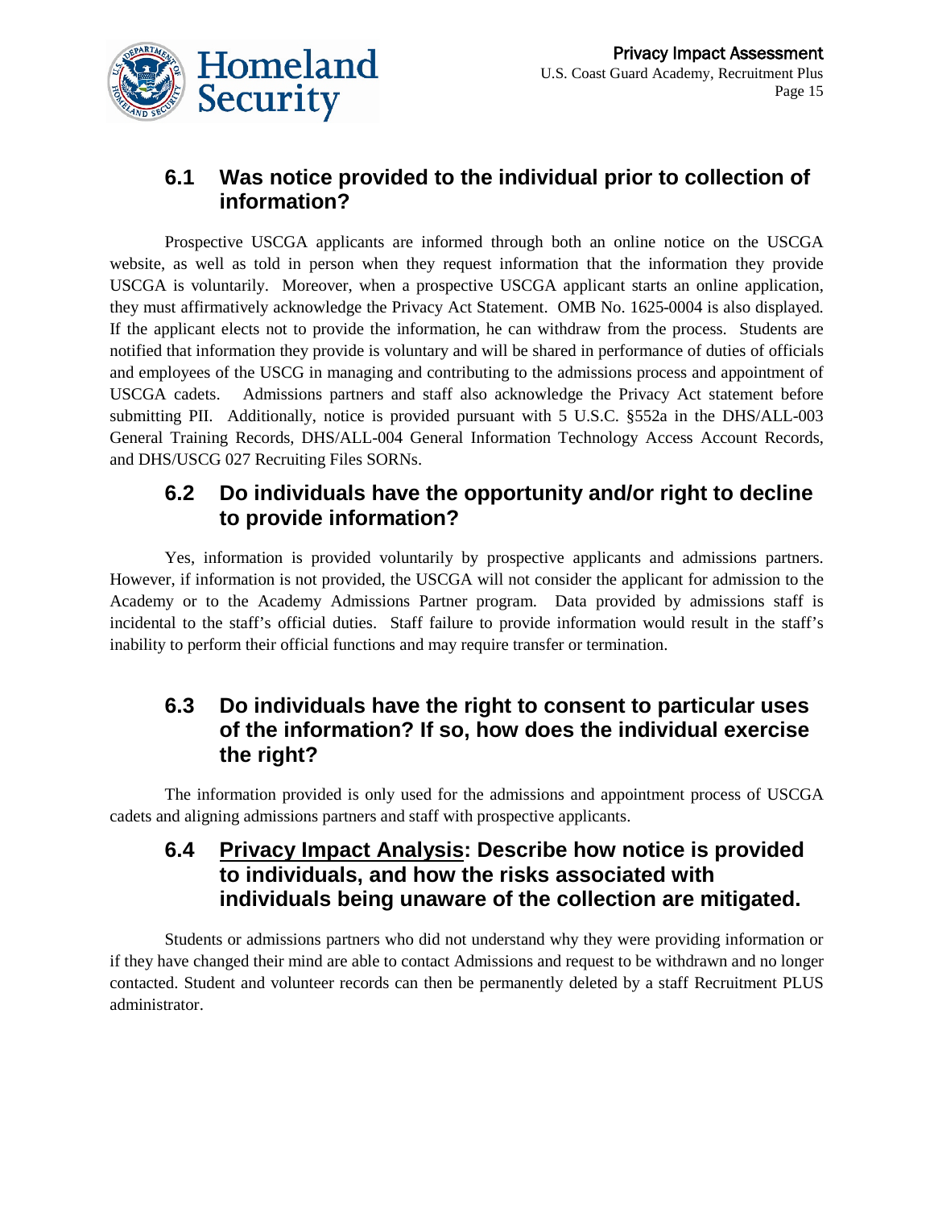## 6.1 Was notice provided to the individual prior to collection of information?

Prospective USCGA applicants are informed through both an online notice on the USCGA website, as well as told in person when they request information that the information they provide USCGA is voluntarily. Moreover, when a prospective USCGA applicant starts an online application, they must affirmatively acknowledge the Privacy Act Statement. OMB No. 1625-0004 is also displayed. If the applicant elects not to provide the information, he can withdraw from the process. Students are notified that information they provide is voluntary and will be shared in performance of duties of officials and employees of the USCG in managing and contributing to the admissions process and appointment of USCGA cadets. Admissions partners and staff also acknowledge the Privacy Act statement before submitting PII. Additionally, notice is provided pursuant with 5 U.S.C. §552a in the DHS/ALL-003 General Training Records, DHS/ALL-004 General Information Technology Access Account Records, and DHS/USCG 027 Recruiting Files SORNs.

## 6.2 Do individuals have the opportunity and/or right to decline to provide information?

Yes, information is provided voluntarily by prospective applicants and admissions partners. However, if information is not provided, the USCGA will not consider the applicant for admission to the Academy or to the Academy Admissions Partner program. Data provided by admissions staff is incidental to the staff's official duties. Staff failure to provide information would result in the staff's inability to perform their official functions and may require transfer or termination.

## 6.3 Do individuals have the right to consent to particular uses of the information? If so, how does the individual exercise the right?

The information provided is only used for the admissions and appointment process of USCGA cadets and aligning admissions partners and staff with prospective applicants.

## 6.4 <u>Privacy Impact Analysis</u>: Describe how notice is provided to individuals, and how the risks associated with individuals being unaware of the collection are mitigated.

Students or admissions partners who did not understand why they were providing information or if they have changed their mind are able to contact Admissions and request to be withdrawn and no longer contacted. Student and volunteer records can then be permanently deleted by a staff Recruitment PLUS administrator.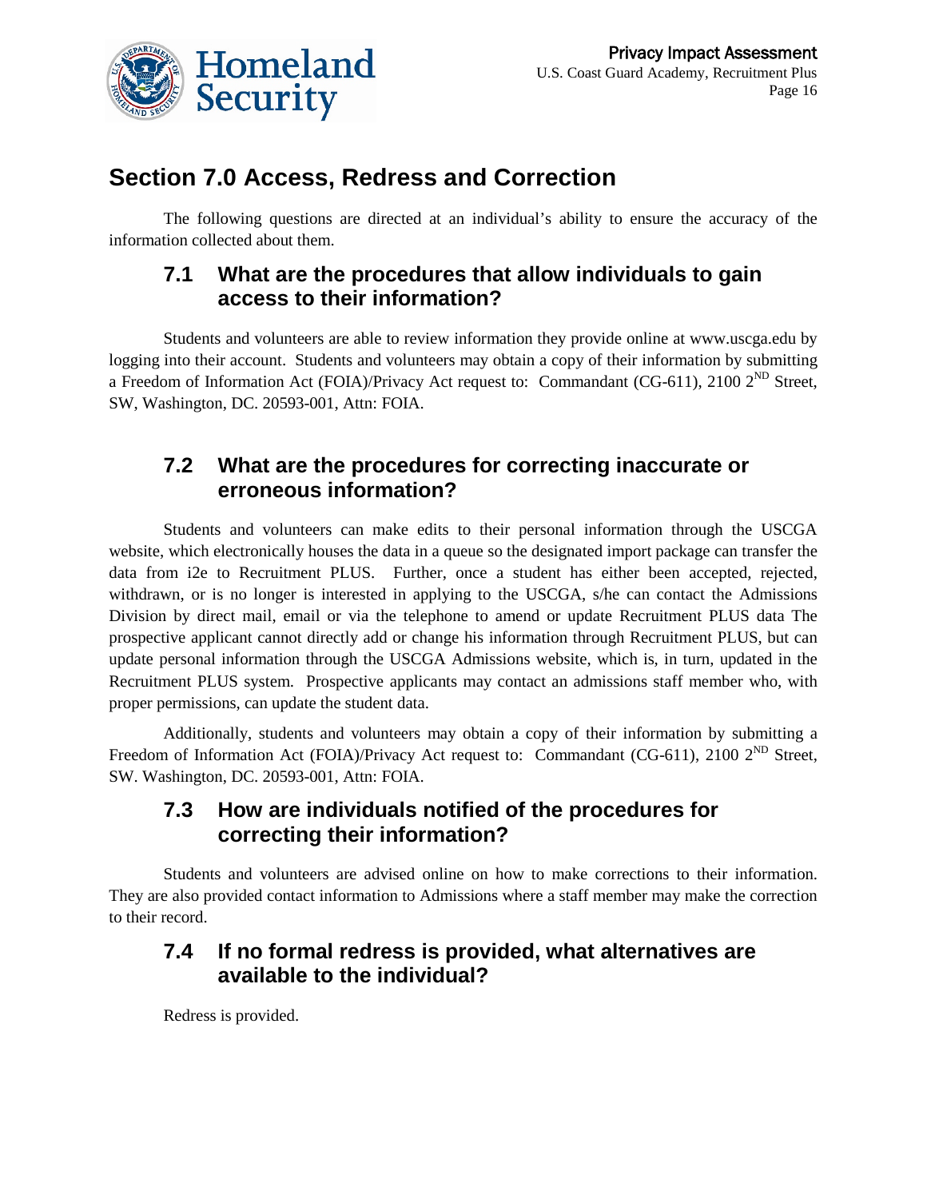## Section 7.0 Access, Redress and Correction

The following questions are directed at an individual's ability to ensure the accuracy of the information collected about them.

### 7.1 What are the procedures that allow individuals to gain access to their information?

Students and volunteers are able to review information they provide online at www.uscga.edu by logging into their account. Students and volunteers may obtain a copy of their information by submitting a Freedom of Information Act (FOIA)/Privacy Act request to: Commandant (CG-611), 2100 2ND Street, SW, Washington, DC. 20593-001, Attn: FOIA.

### 7.2 What are the procedures for correcting inaccurate or erroneous information?

Students and volunteers can make edits to their personal information through the USCGA website, which electronically houses the data in a queue so the designated import package can transfer the data from i2e to Recruitment PLUS. Further, once a student has either been accepted, rejected, withdrawn, or is no longer interested in applying to the USCGA, s/he can contact the Admissions Division by direct mail, email or via the telephone to amend or update Recruitment PLUS data The prospective applicant cannot directly add or change his information through Recruitment PLUS, but can update personal information through the USCGA Admissions website, which is, in turn, updated in the Recruitment PLUS system. Prospective applicants may contact an admissions staff member who, with proper permissions, can update the student data.

Additionally, students and volunteers may obtain a copy of their information by submitting a Freedom of Information Act (FOIA)/Privacy Act request to: Commandant (CG-611), 2100 2ND Street, SW. Washington, DC. 20593-001, Attn: FOIA.

### 7.3 How are individuals notified of the procedures for correcting their information?

Students and volunteers are advised online on how to make corrections to their information. They are also provided contact information to Admissions where a staff member may make the correction to their record.

### 7.4 If no formal redress is provided, what alternatives are available to the individual?

Redress is provided.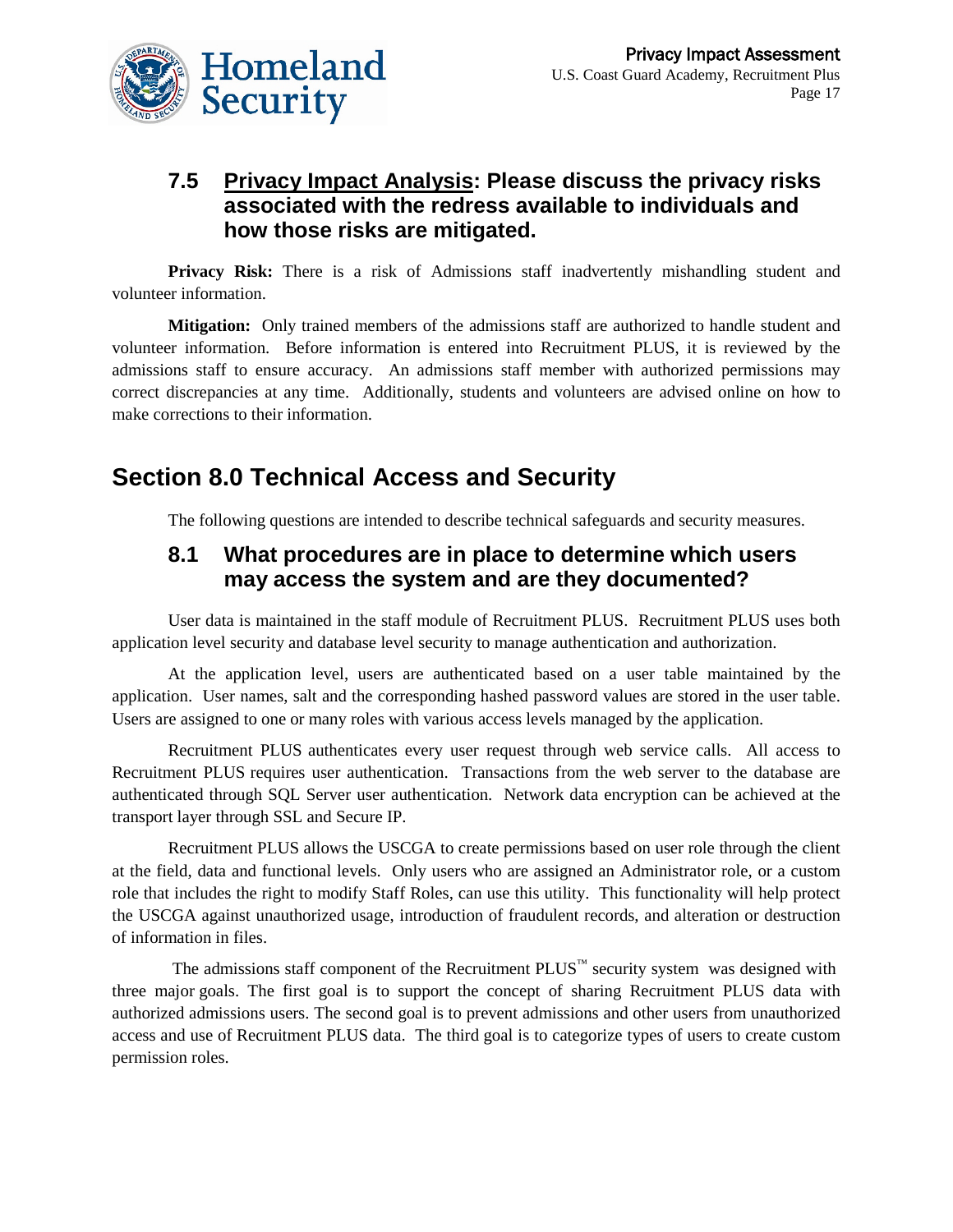### 7.5 <u>Privacy Impact Analysis</u>: Please discuss the privacy risks associated with the redress available to individuals and how those risks are mitigated.

**Privacy Risk:** There is a risk of Admissions staff inadvertently mishandling student and volunteer information.

**Mitigation:** Only trained members of the admissions staff are authorized to handle student and volunteer information. Before information is entered into Recruitment PLUS, it is reviewed by the admissions staff to ensure accuracy. An admissions staff member with authorized permissions may correct discrepancies at any time. Additionally, students and volunteers are advised online on how to make corrections to their information.

## Section 8.0 Technical Access and Security

The following questions are intended to describe technical safeguards and security measures.

### 8.1 What procedures are in place to determine which users may access the system and are they documented?

User data is maintained in the staff module of Recruitment PLUS. Recruitment PLUS uses both application level security and database level security to manage authentication and authorization.

At the application level, users are authenticated based on a user table maintained by the application. User names, salt and the corresponding hashed password values are stored in the user table. Users are assigned to one or many roles with various access levels managed by the application.

Recruitment PLUS authenticates every user request through web service calls. All access to Recruitment PLUS requires user authentication. Transactions from the web server to the database are authenticated through SQL Server user authentication. Network data encryption can be achieved at the transport layer through SSL and Secure IP.

Recruitment PLUS allows the USCGA to create permissions based on user role through the client at the field, data and functional levels. Only users who are assigned an Administrator role, or a custom role that includes the right to modify Staff Roles, can use this utility. This functionality will help protect the USCGA against unauthorized usage, introduction of fraudulent records, and alteration or destruction of information in files.

The admissions staff component of the Recruitment PLUS™ security system was designed with three major goals. The first goal is to support the concept of sharing Recruitment PLUS data with authorized admissions users. The second goal is to prevent admissions and other users from unauthorized access and use of Recruitment PLUS data. The third goal is to categorize types of users to create custom permission roles.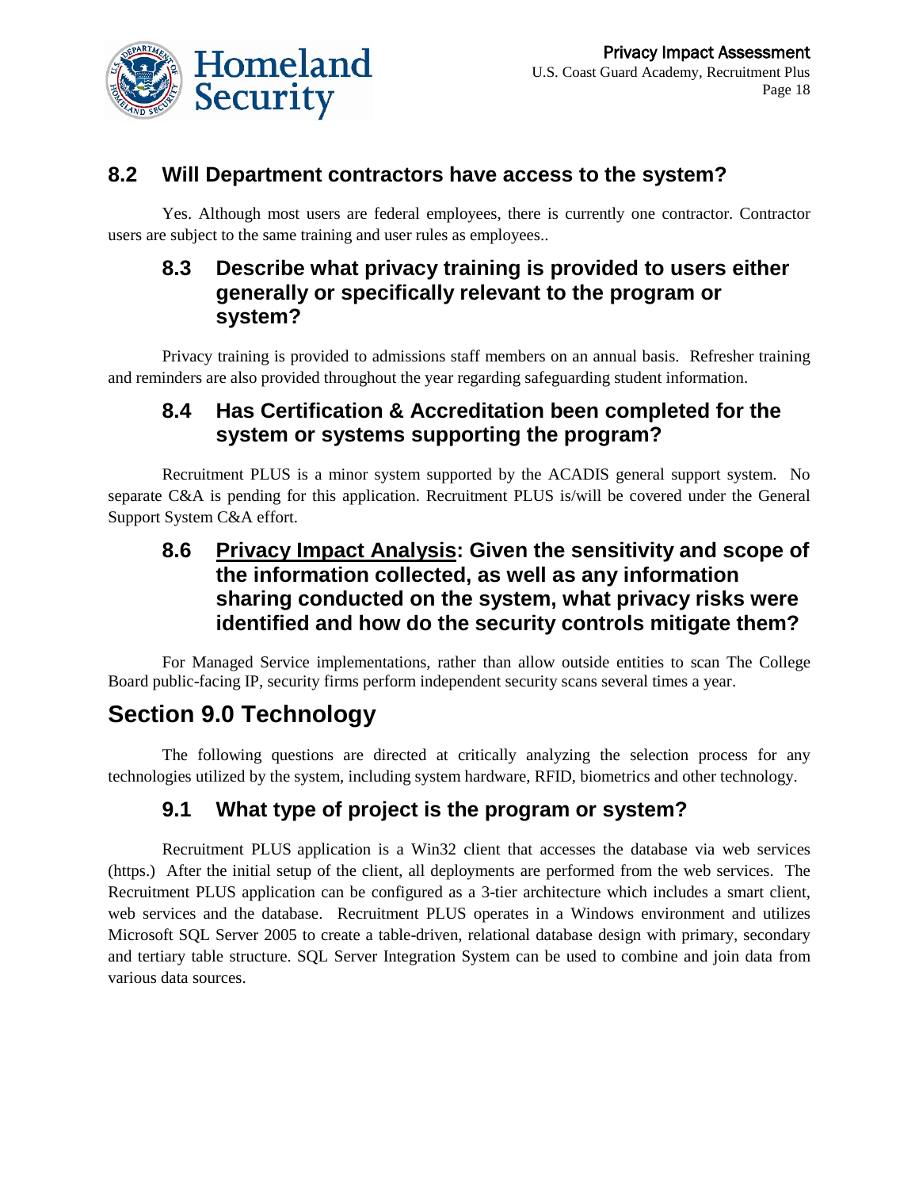### 8.2 Will Department contractors have access to the system?

Yes. Although most users are federal employees, there is currently one contractor. Contractor users are subject to the same training and user rules as employees..

### 8.3 Describe what privacy training is provided to users either generally or specifically relevant to the program or system?

Privacy training is provided to admissions staff members on an annual basis. Refresher training and reminders are also provided throughout the year regarding safeguarding student information.

### 8.4 Has Certification & Accreditation been completed for the system or systems supporting the program?

Recruitment PLUS is a minor system supported by the ACADIS general support system. No separate C&A is pending for this application. Recruitment PLUS is/will be covered under the General Support System C&A effort.

### 8.6 Privacy Impact Analysis: Given the sensitivity and scope of the information collected, as well as any information sharing conducted on the system, what privacy risks were identified and how do the security controls mitigate them?

For Managed Service implementations, rather than allow outside entities to scan The College Board public-facing IP, security firms perform independent security scans several times a year.

## Section 9.0 Technology

The following questions are directed at critically analyzing the selection process for any technologies utilized by the system, including system hardware, RFID, biometrics and other technology.

### 9.1 What type of project is the program or system?

Recruitment PLUS application is a Win32 client that accesses the database via web services (https.) After the initial setup of the client, all deployments are performed from the web services. The Recruitment PLUS application can be configured as a 3-tier architecture which includes a smart client, web services and the database. Recruitment PLUS operates in a Windows environment and utilizes Microsoft SQL Server 2005 to create a table-driven, relational database design with primary, secondary and tertiary table structure. SQL Server Integration System can be used to combine and join data from various data sources.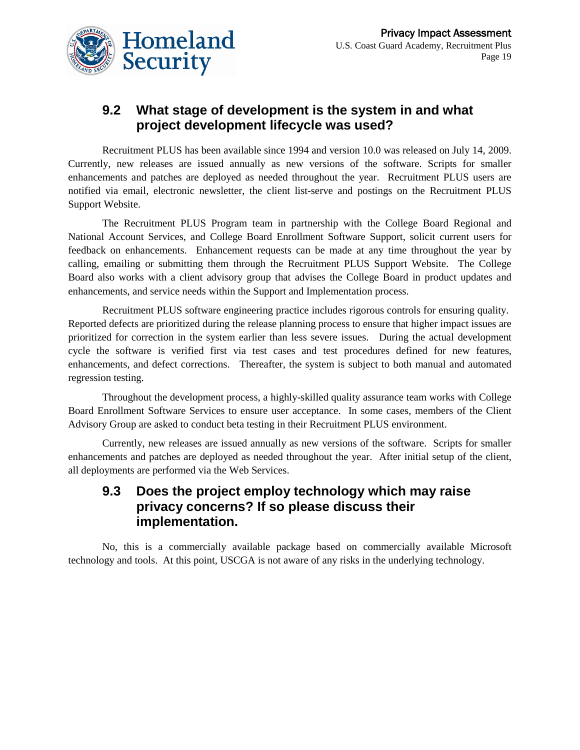## 9.2 What stage of development is the system in and what project development lifecycle was used?

Recruitment PLUS has been available since 1994 and version 10.0 was released on July 14, 2009. Currently, new releases are issued annually as new versions of the software. Scripts for smaller enhancements and patches are deployed as needed throughout the year. Recruitment PLUS users are notified via email, electronic newsletter, the client list-serve and postings on the Recruitment PLUS Support Website.

The Recruitment PLUS Program team in partnership with the College Board Regional and National Account Services, and College Board Enrollment Software Support, solicit current users for feedback on enhancements. Enhancement requests can be made at any time throughout the year by calling, emailing or submitting them through the Recruitment PLUS Support Website. The College Board also works with a client advisory group that advises the College Board in product updates and enhancements, and service needs within the Support and Implementation process.

Recruitment PLUS software engineering practice includes rigorous controls for ensuring quality. Reported defects are prioritized during the release planning process to ensure that higher impact issues are prioritized for correction in the system earlier than less severe issues. During the actual development cycle the software is verified first via test cases and test procedures defined for new features, enhancements, and defect corrections. Thereafter, the system is subject to both manual and automated regression testing.

Throughout the development process, a highly-skilled quality assurance team works with College Board Enrollment Software Services to ensure user acceptance. In some cases, members of the Client Advisory Group are asked to conduct beta testing in their Recruitment PLUS environment.

Currently, new releases are issued annually as new versions of the software. Scripts for smaller enhancements and patches are deployed as needed throughout the year. After initial setup of the client, all deployments are performed via the Web Services.

## 9.3 Does the project employ technology which may raise privacy concerns? If so please discuss their implementation.

No, this is a commercially available package based on commercially available Microsoft technology and tools. At this point, USCGA is not aware of any risks in the underlying technology.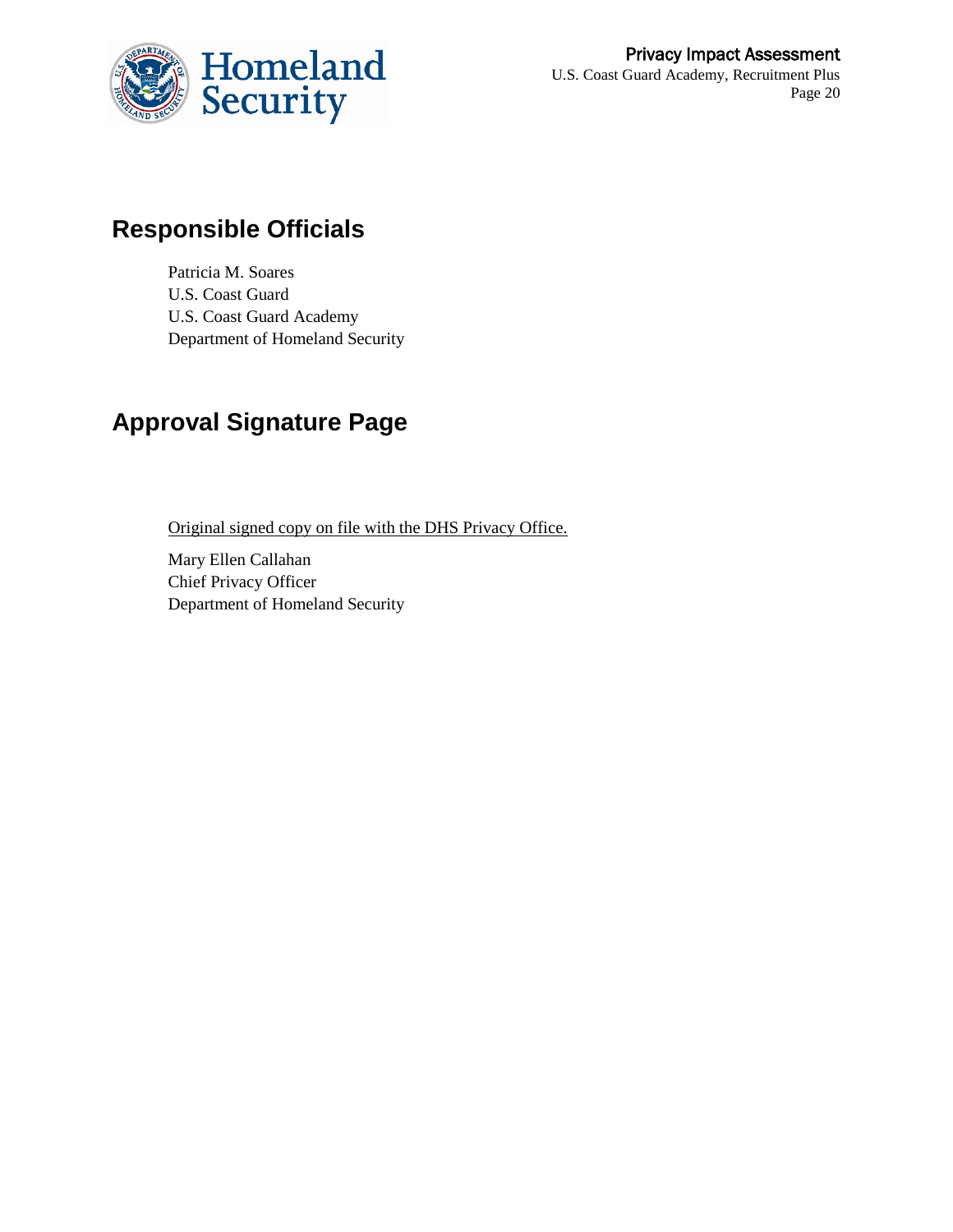## Responsible Officials

Patricia M. Soares
U.S. Coast Guard
U.S. Coast Guard Academy
Department of Homeland Security

## Approval Signature Page

Original signed copy on file with the DHS Privacy Office.

Mary Ellen Callahan
Chief Privacy Officer
Department of Homeland Security